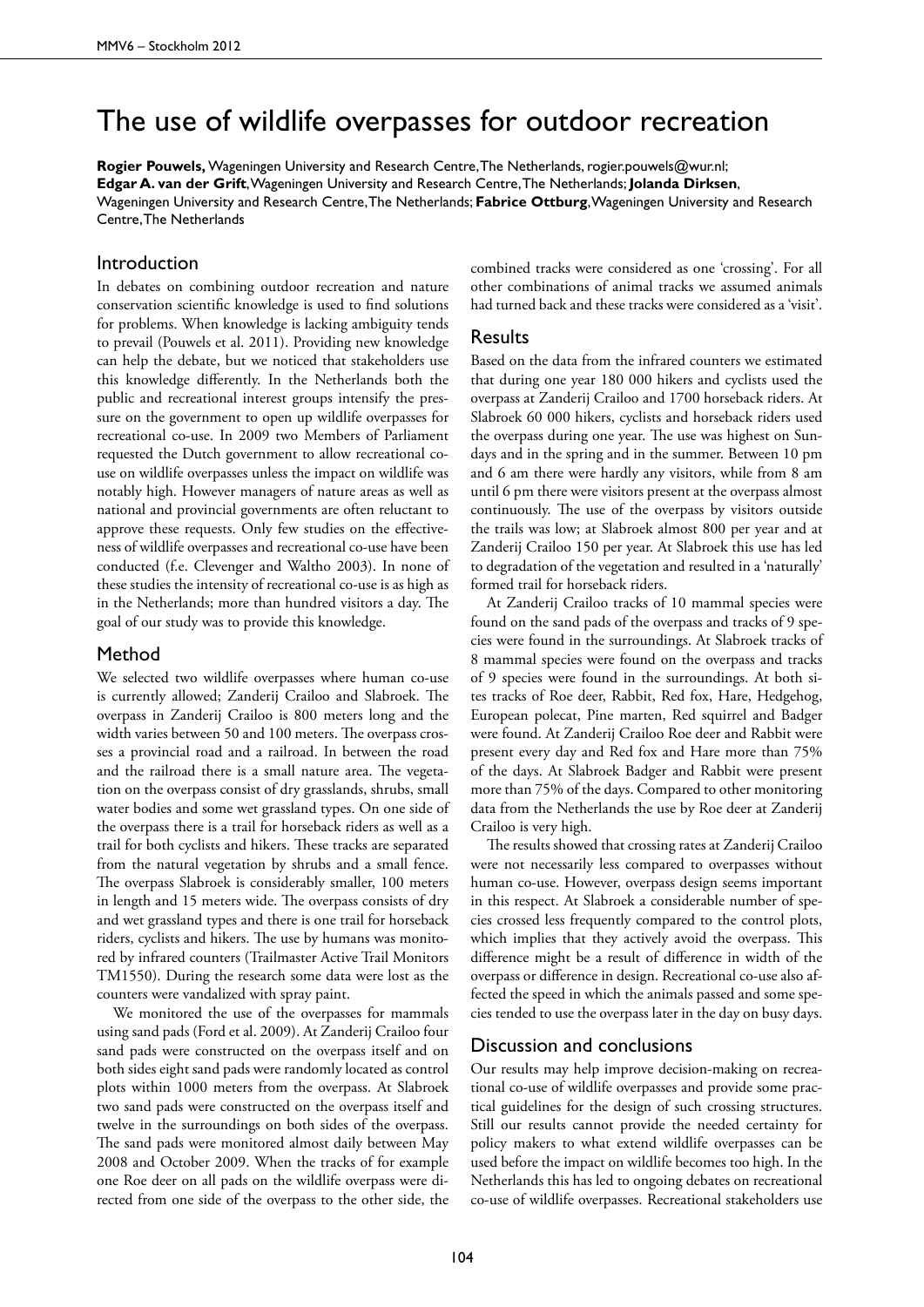# The use of wildlife overpasses for outdoor recreation

**Rogier Pouwels,** Wageningen University and Research Centre, The Netherlands, rogier.pouwels@wur.nl; **Edgar A. van der Grift**, Wageningen University and Research Centre, The Netherlands; **Jolanda Dirksen**, Wageningen University and Research Centre, The Netherlands; **Fabrice Ottburg**, Wageningen University and Research Centre, The Netherlands

## Introduction

In debates on combining outdoor recreation and nature conservation scientific knowledge is used to find solutions for problems. When knowledge is lacking ambiguity tends to prevail (Pouwels et al. 2011). Providing new knowledge can help the debate, but we noticed that stakeholders use this knowledge differently. In the Netherlands both the public and recreational interest groups intensify the pressure on the government to open up wildlife overpasses for recreational co-use. In 2009 two Members of Parliament requested the Dutch government to allow recreational co-use on wildlife overpasses unless the impact on wildlife was notably high. However managers of nature areas as well as national and provincial governments are often reluctant to approve these requests. Only few studies on the effectiveness of wildlife overpasses and recreational co-use have been conducted (f.e. Clevenger and Waltho 2003). In none of these studies the intensity of recreational co-use is as high as in the Netherlands; more than hundred visitors a day. The goal of our study was to provide this knowledge.

## Method

We selected two wildlife overpasses where human co-use is currently allowed; Zanderij Crailoo and Slabroek. The overpass in Zanderij Crailoo is 800 meters long and the width varies between 50 and 100 meters. The overpass crosses a provincial road and a railroad. In between the road and the railroad there is a small nature area. The vegetation on the overpass consist of dry grasslands, shrubs, small water bodies and some wet grassland types. On one side of the overpass there is a trail for horseback riders as well as a trail for both cyclists and hikers. These tracks are separated from the natural vegetation by shrubs and a small fence. The overpass Slabroek is considerably smaller, 100 meters in length and 15 meters wide. The overpass consists of dry and wet grassland types and there is one trail for horseback riders, cyclists and hikers. The use by humans was monitored by infrared counters (Trailmaster Active Trail Monitors TM1550). During the research some data were lost as the counters were vandalized with spray paint.

We monitored the use of the overpasses for mammals using sand pads (Ford et al. 2009). At Zanderij Crailoo four sand pads were constructed on the overpass itself and on both sides eight sand pads were randomly located as control plots within 1000 meters from the overpass. At Slabroek two sand pads were constructed on the overpass itself and twelve in the surroundings on both sides of the overpass. The sand pads were monitored almost daily between May 2008 and October 2009. When the tracks of for example one Roe deer on all pads on the wildlife overpass were directed from one side of the overpass to the other side, the combined tracks were considered as one 'crossing'. For all other combinations of animal tracks we assumed animals had turned back and these tracks were considered as a 'visit'.

## Results

Based on the data from the infrared counters we estimated that during one year 180 000 hikers and cyclists used the overpass at Zanderij Crailoo and 1700 horseback riders. At Slabroek 60 000 hikers, cyclists and horseback riders used the overpass during one year. The use was highest on Sundays and in the spring and in the summer. Between 10 pm and 6 am there were hardly any visitors, while from 8 am until 6 pm there were visitors present at the overpass almost continuously. The use of the overpass by visitors outside the trails was low; at Slabroek almost 800 per year and at Zanderij Crailoo 150 per year. At Slabroek this use has led to degradation of the vegetation and resulted in a 'naturally' formed trail for horseback riders.

At Zanderij Crailoo tracks of 10 mammal species were found on the sand pads of the overpass and tracks of 9 species were found in the surroundings. At Slabroek tracks of 8 mammal species were found on the overpass and tracks of 9 species were found in the surroundings. At both sites tracks of Roe deer, Rabbit, Red fox, Hare, Hedgehog, European polecat, Pine marten, Red squirrel and Badger were found. At Zanderij Crailoo Roe deer and Rabbit were present every day and Red fox and Hare more than 75% of the days. At Slabroek Badger and Rabbit were present more than 75% of the days. Compared to other monitoring data from the Netherlands the use by Roe deer at Zanderij Crailoo is very high.

The results showed that crossing rates at Zanderij Crailoo were not necessarily less compared to overpasses without human co-use. However, overpass design seems important in this respect. At Slabroek a considerable number of species crossed less frequently compared to the control plots, which implies that they actively avoid the overpass. This difference might be a result of difference in width of the overpass or difference in design. Recreational co-use also affected the speed in which the animals passed and some species tended to use the overpass later in the day on busy days.

## Discussion and conclusions

Our results may help improve decision-making on recreational co-use of wildlife overpasses and provide some practical guidelines for the design of such crossing structures. Still our results cannot provide the needed certainty for policy makers to what extend wildlife overpasses can be used before the impact on wildlife becomes too high. In the Netherlands this has led to ongoing debates on recreational co-use of wildlife overpasses. Recreational stakeholders use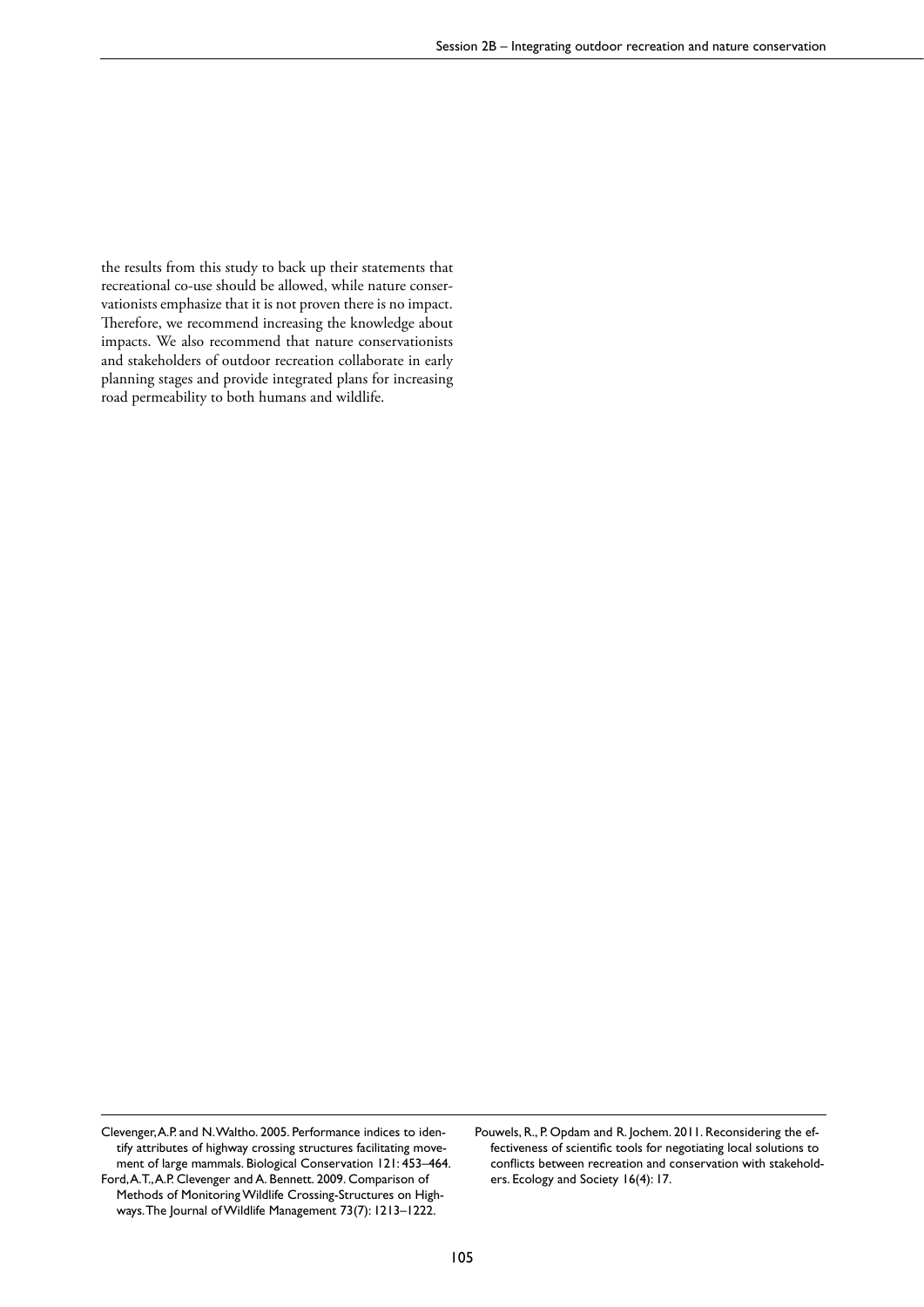the results from this study to back up their statements that recreational co-use should be allowed, while nature conservationists emphasize that it is not proven there is no impact. Therefore, we recommend increasing the knowledge about impacts. We also recommend that nature conservationists and stakeholders of outdoor recreation collaborate in early planning stages and provide integrated plans for increasing road permeability to both humans and wildlife.

Clevenger, A.P. and N. Waltho. 2005. Performance indices to identify attributes of highway crossing structures facilitating movement of large mammals. Biological Conservation 121: 453–464.

Ford, A.T., A.P. Clevenger and A. Bennett. 2009. Comparison of Methods of Monitoring Wildlife Crossing-Structures on Highways. The Journal of Wildlife Management 73(7): 1213–1222.

Pouwels, R., P. Opdam and R. Jochem. 2011. Reconsidering the effectiveness of scientific tools for negotiating local solutions to conflicts between recreation and conservation with stakeholders. Ecology and Society 16(4): 17.